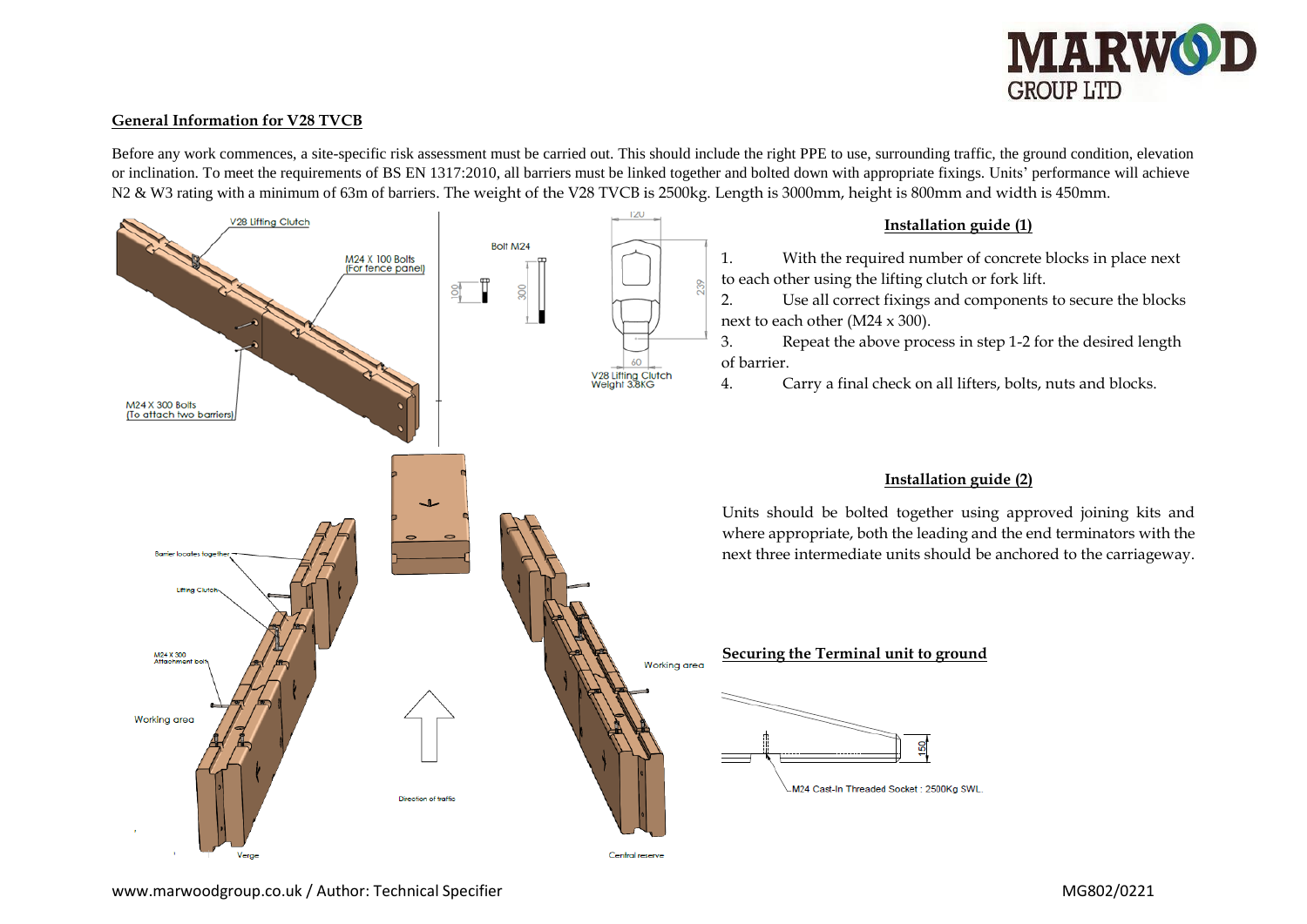## General Information for V28 TVCB

Before any work commences, a site-specific risk assessment must be carried out. This should include the right PPE to use, surrounding traffic, the ground condition, elevation or inclination. To meet the requirements of BS EN 1317:2010, all barriers must be linked together and bolted down with appropriate fixings. Units' performance will achieve N2 & W3 rating with a minimum of 63m of barriers. The weight of the V28 TVCB is 2500kg. Length is 3000mm, height is 800mm and width is 450mm.

### Installation guide (1)

1. With the required number of concrete blocks in place next to each other using the lifting clutch or fork lift.
2. Use all correct fixings and components to secure the blocks next to each other (M24 x 300).
3. Repeat the above process in step 1-2 for the desired length of barrier.
4. Carry a final check on all lifters, bolts, nuts and blocks.

### Installation guide (2)

Units should be bolted together using approved joining kits and where appropriate, both the leading and the end terminators with the next three intermediate units should be anchored to the carriageway.

### Securing the Terminal unit to ground

M24 Cast-In Threaded Socket : 2500Kg SWL.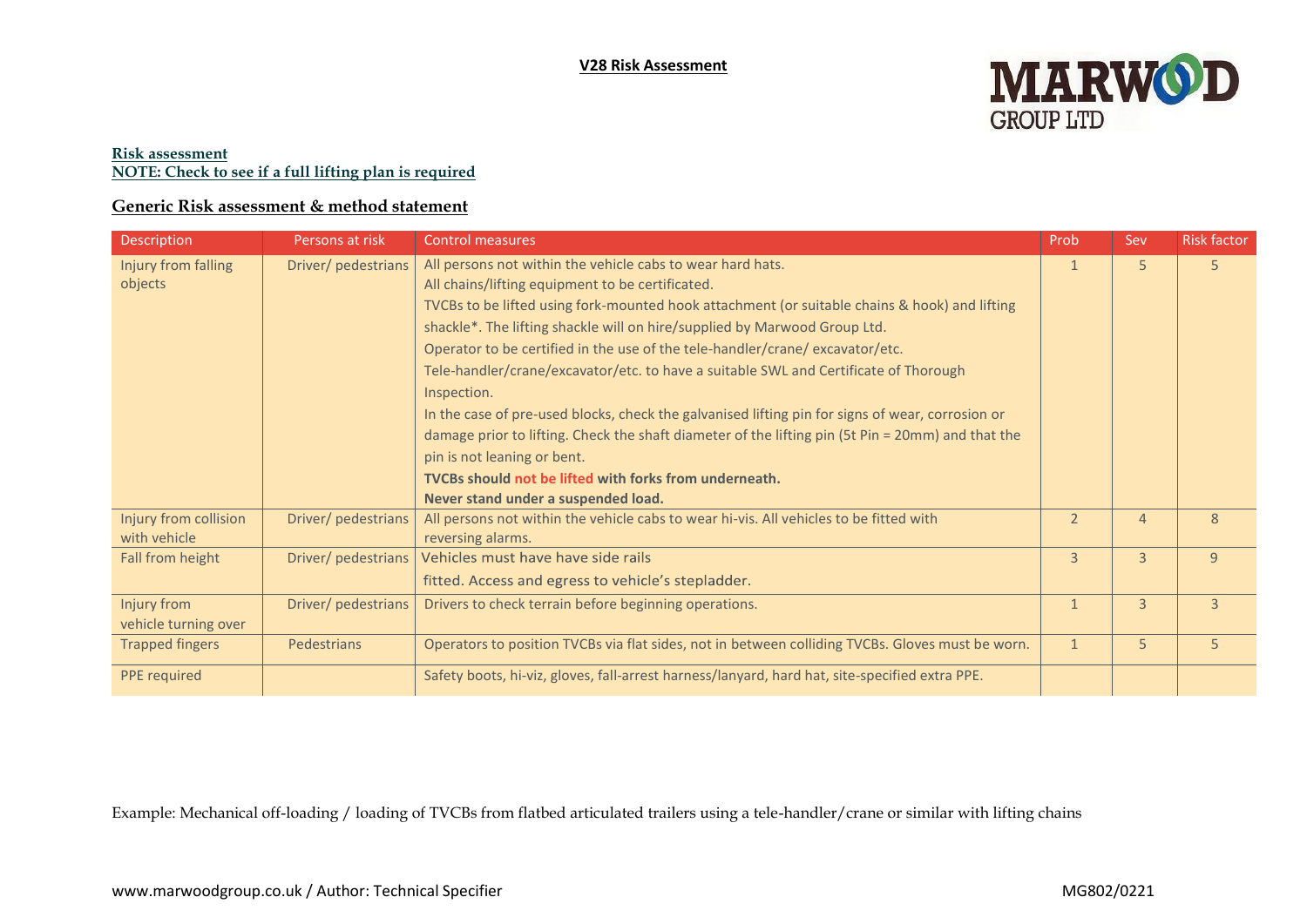**V28 Risk Assessment**

**Risk assessment**
**NOTE: Check to see if a full lifting plan is required**

## Generic Risk assessment & method statement

| Description | Persons at risk | Control measures | Prob | Sev | Risk factor |
|---|---|---|---|---|---|
| Injury from falling objects | Driver/ pedestrians | All persons not within the vehicle cabs to wear hard hats.<br>All chains/lifting equipment to be certificated.<br>TVCBs to be lifted using fork-mounted hook attachment (or suitable chains & hook) and lifting shackle*. The lifting shackle will on hire/supplied by Marwood Group Ltd.<br>Operator to be certified in the use of the tele-handler/crane/ excavator/etc.<br>Tele-handler/crane/excavator/etc. to have a suitable SWL and Certificate of Thorough Inspection.<br>In the case of pre-used blocks, check the galvanised lifting pin for signs of wear, corrosion or damage prior to lifting. Check the shaft diameter of the lifting pin (5t Pin = 20mm) and that the pin is not leaning or bent.<br>**TVCBs should not be lifted with forks from underneath.**<br>**Never stand under a suspended load.** | 1 | 5 | 5 |
| Injury from collision with vehicle | Driver/ pedestrians | All persons not within the vehicle cabs to wear hi-vis. All vehicles to be fitted with reversing alarms. | 2 | 4 | 8 |
| Fall from height | Driver/ pedestrians | Vehicles must have have side rails fitted. Access and egress to vehicle's stepladder. | 3 | 3 | 9 |
| Injury from vehicle turning over | Driver/ pedestrians | Drivers to check terrain before beginning operations. | 1 | 3 | 3 |
| Trapped fingers | Pedestrians | Operators to position TVCBs via flat sides, not in between colliding TVCBs. Gloves must be worn. | 1 | 5 | 5 |
| PPE required | | Safety boots, hi-viz, gloves, fall-arrest harness/lanyard, hard hat, site-specified extra PPE. | | | |

Example: Mechanical off-loading / loading of TVCBs from flatbed articulated trailers using a tele-handler/crane or similar with lifting chains

www.marwoodgroup.co.uk / Author: Technical Specifier MG802/0221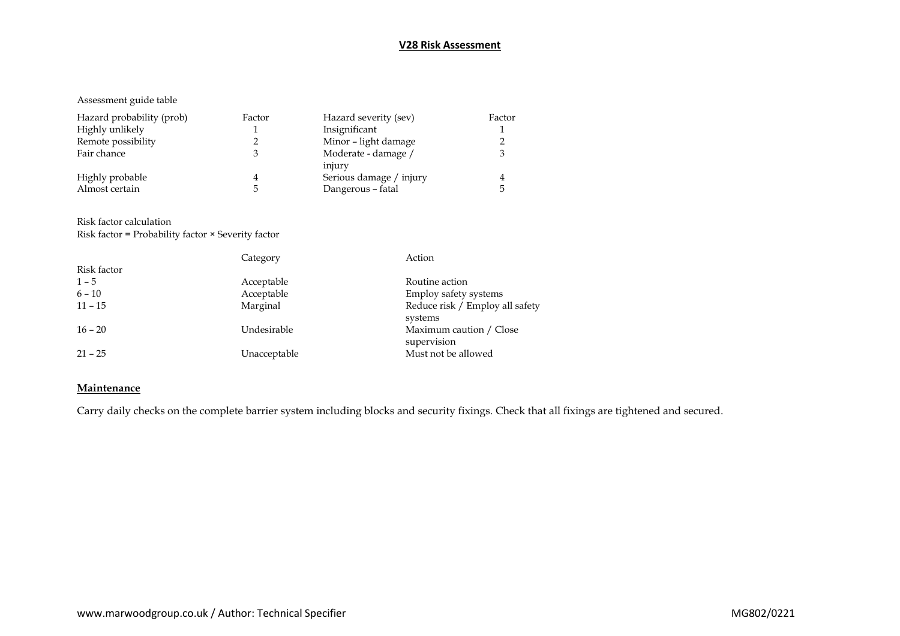**V28 Risk Assessment**

Assessment guide table

| Hazard probability (prob) | Factor | Hazard severity (sev) | Factor |
|---|---|---|---|
| Highly unlikely | 1 | Insignificant | 1 |
| Remote possibility | 2 | Minor – light damage | 2 |
| Fair chance | 3 | Moderate - damage / injury | 3 |
| Highly probable | 4 | Serious damage / injury | 4 |
| Almost certain | 5 | Dangerous – fatal | 5 |

Risk factor calculation
Risk factor = Probability factor × Severity factor

| Risk factor | Category | Action |
|---|---|---|
| 1 – 5 | Acceptable | Routine action |
| 6 – 10 | Acceptable | Employ safety systems |
| 11 – 15 | Marginal | Reduce risk / Employ all safety systems |
| 16 – 20 | Undesirable | Maximum caution / Close supervision |
| 21 – 25 | Unacceptable | Must not be allowed |

**Maintenance**

Carry daily checks on the complete barrier system including blocks and security fixings. Check that all fixings are tightened and secured.